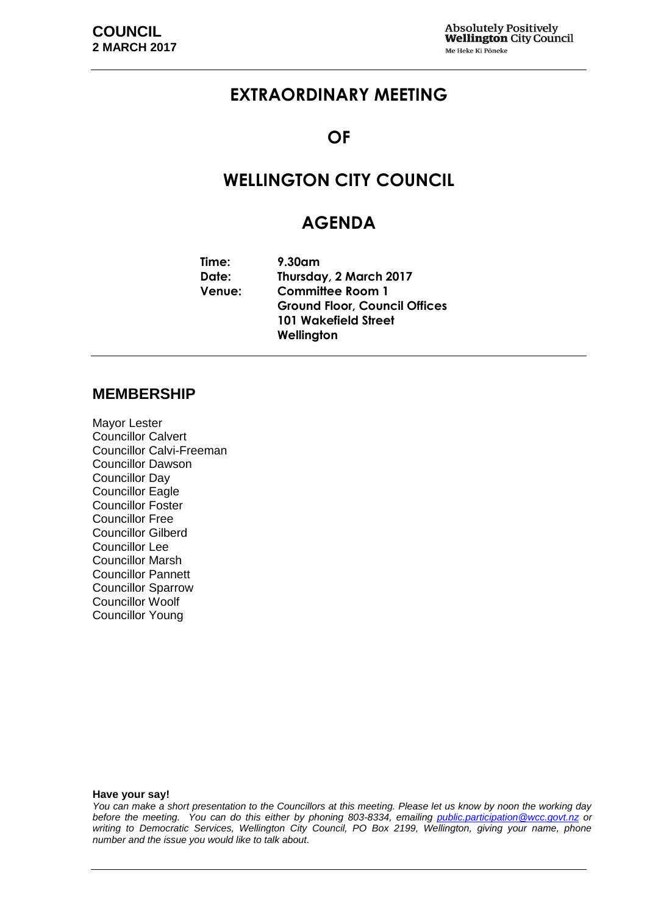# EXTRAORDINARY MEETING

# OF

# WELLINGTON CITY COUNCIL

# AGENDA

**Time:** 9.30am
**Date:** Thursday, 2 March 2017
**Venue:** Committee Room 1
Ground Floor, Council Offices
101 Wakefield Street
Wellington

## MEMBERSHIP

Mayor Lester
Councillor Calvert
Councillor Calvi-Freeman
Councillor Dawson
Councillor Day
Councillor Eagle
Councillor Foster
Councillor Free
Councillor Gilberd
Councillor Lee
Councillor Marsh
Councillor Pannett
Councillor Sparrow
Councillor Woolf
Councillor Young

**Have your say!**

*You can make a short presentation to the Councillors at this meeting. Please let us know by noon the working day before the meeting. You can do this either by phoning 803-8334, emailing public.participation@wcc.govt.nz or writing to Democratic Services, Wellington City Council, PO Box 2199, Wellington, giving your name, phone number and the issue you would like to talk about.*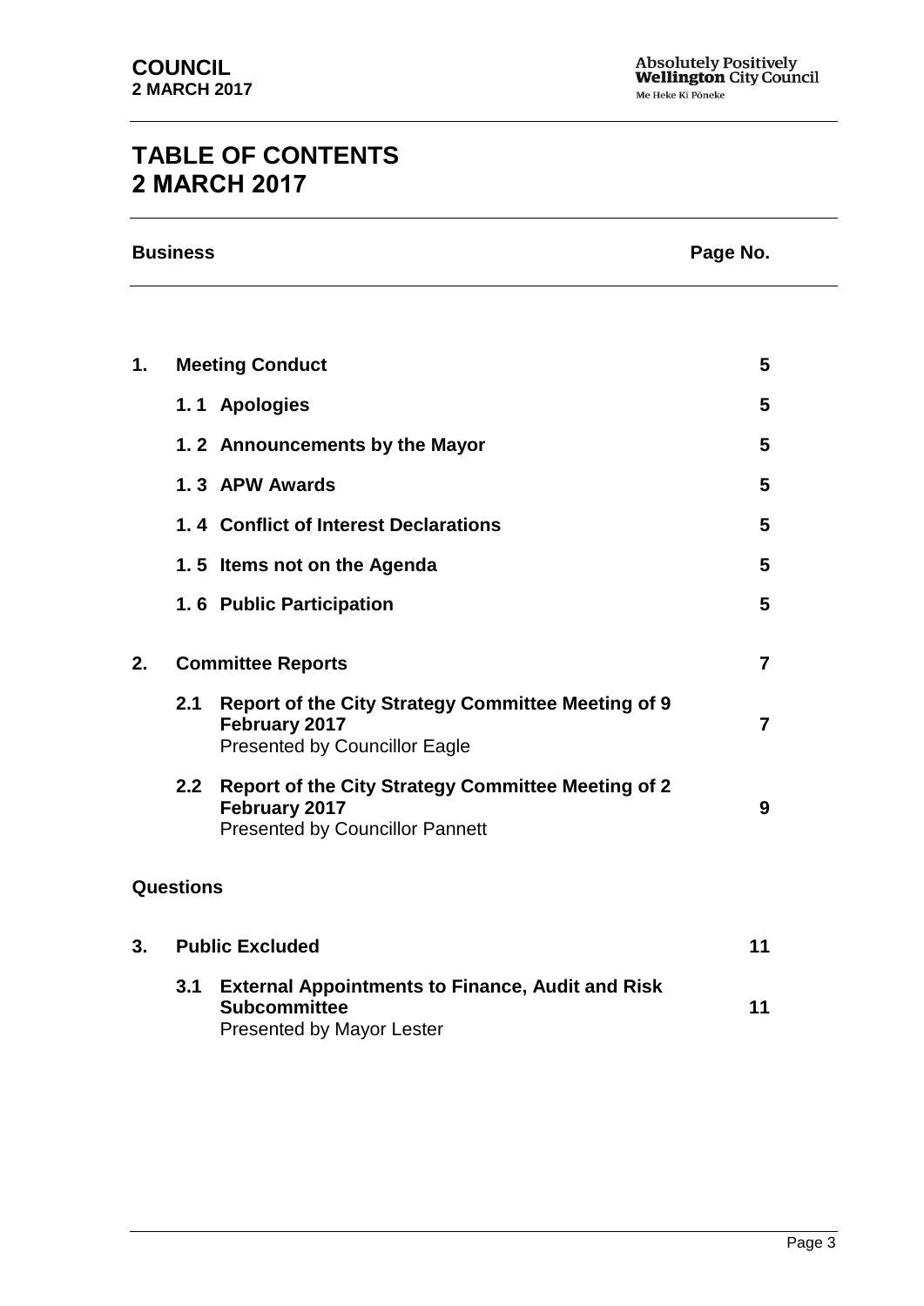# TABLE OF CONTENTS 2 MARCH 2017

| Business | | Page No. |
|---|---|---|
| **1.** | **Meeting Conduct** | **5** |
| | **1. 1 Apologies** | **5** |
| | **1. 2 Announcements by the Mayor** | **5** |
| | **1. 3 APW Awards** | **5** |
| | **1. 4 Conflict of Interest Declarations** | **5** |
| | **1. 5 Items not on the Agenda** | **5** |
| | **1. 6 Public Participation** | **5** |
| **2.** | **Committee Reports** | **7** |
| | **2.1 Report of the City Strategy Committee Meeting of 9 February 2017**<br>Presented by Councillor Eagle | **7** |
| | **2.2 Report of the City Strategy Committee Meeting of 2 February 2017**<br>Presented by Councillor Pannett | **9** |
| **Questions** | | |
| **3.** | **Public Excluded** | **11** |
| | **3.1 External Appointments to Finance, Audit and Risk Subcommittee**<br>Presented by Mayor Lester | **11** |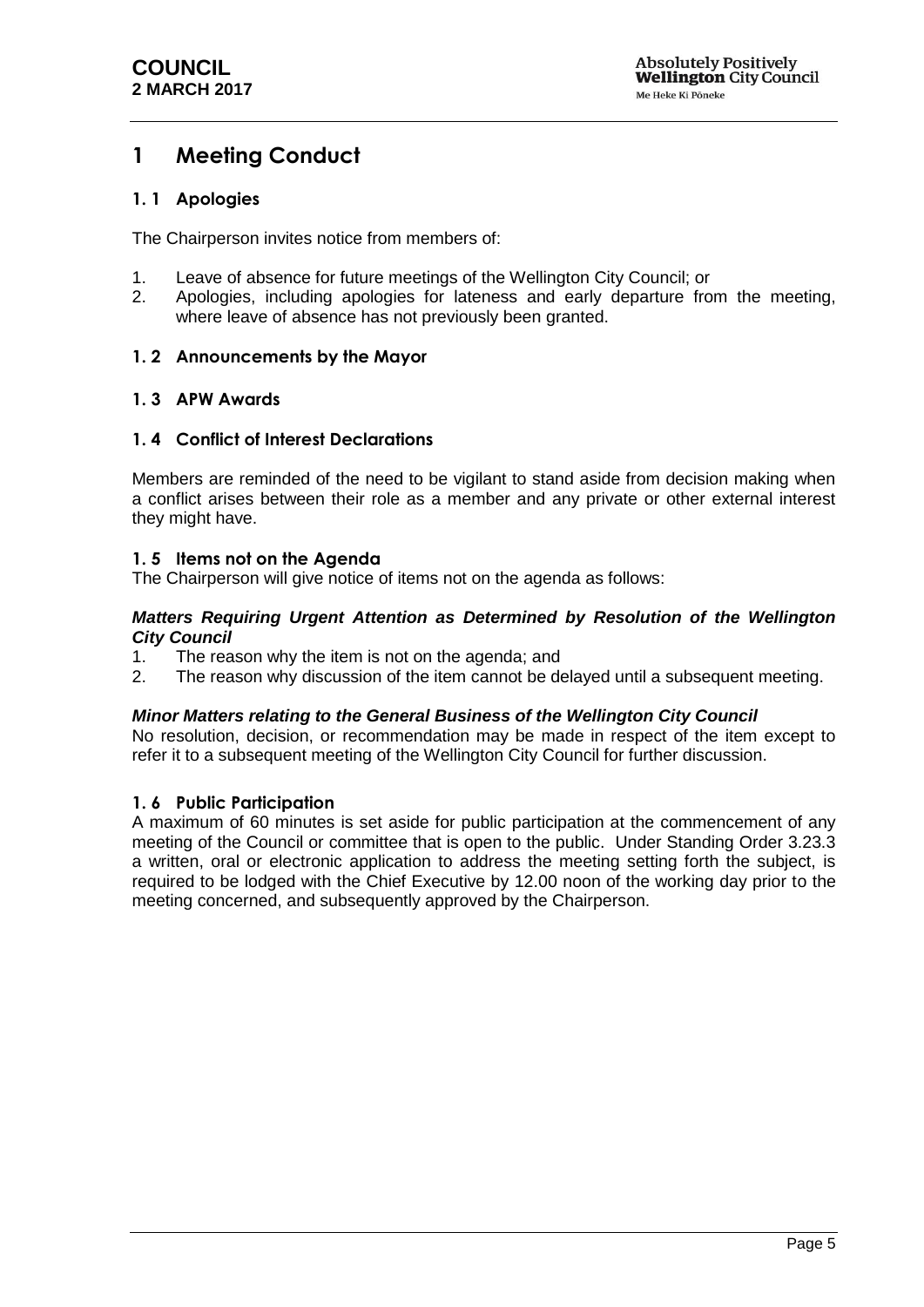# 1 Meeting Conduct

## 1. 1 Apologies

The Chairperson invites notice from members of:

1. Leave of absence for future meetings of the Wellington City Council; or
2. Apologies, including apologies for lateness and early departure from the meeting, where leave of absence has not previously been granted.

## 1. 2 Announcements by the Mayor

## 1. 3 APW Awards

## 1. 4 Conflict of Interest Declarations

Members are reminded of the need to be vigilant to stand aside from decision making when a conflict arises between their role as a member and any private or other external interest they might have.

## 1. 5 Items not on the Agenda

The Chairperson will give notice of items not on the agenda as follows:

***Matters Requiring Urgent Attention as Determined by Resolution of the Wellington City Council***

1. The reason why the item is not on the agenda; and
2. The reason why discussion of the item cannot be delayed until a subsequent meeting.

***Minor Matters relating to the General Business of the Wellington City Council***

No resolution, decision, or recommendation may be made in respect of the item except to refer it to a subsequent meeting of the Wellington City Council for further discussion.

## 1. 6 Public Participation

A maximum of 60 minutes is set aside for public participation at the commencement of any meeting of the Council or committee that is open to the public. Under Standing Order 3.23.3 a written, oral or electronic application to address the meeting setting forth the subject, is required to be lodged with the Chief Executive by 12.00 noon of the working day prior to the meeting concerned, and subsequently approved by the Chairperson.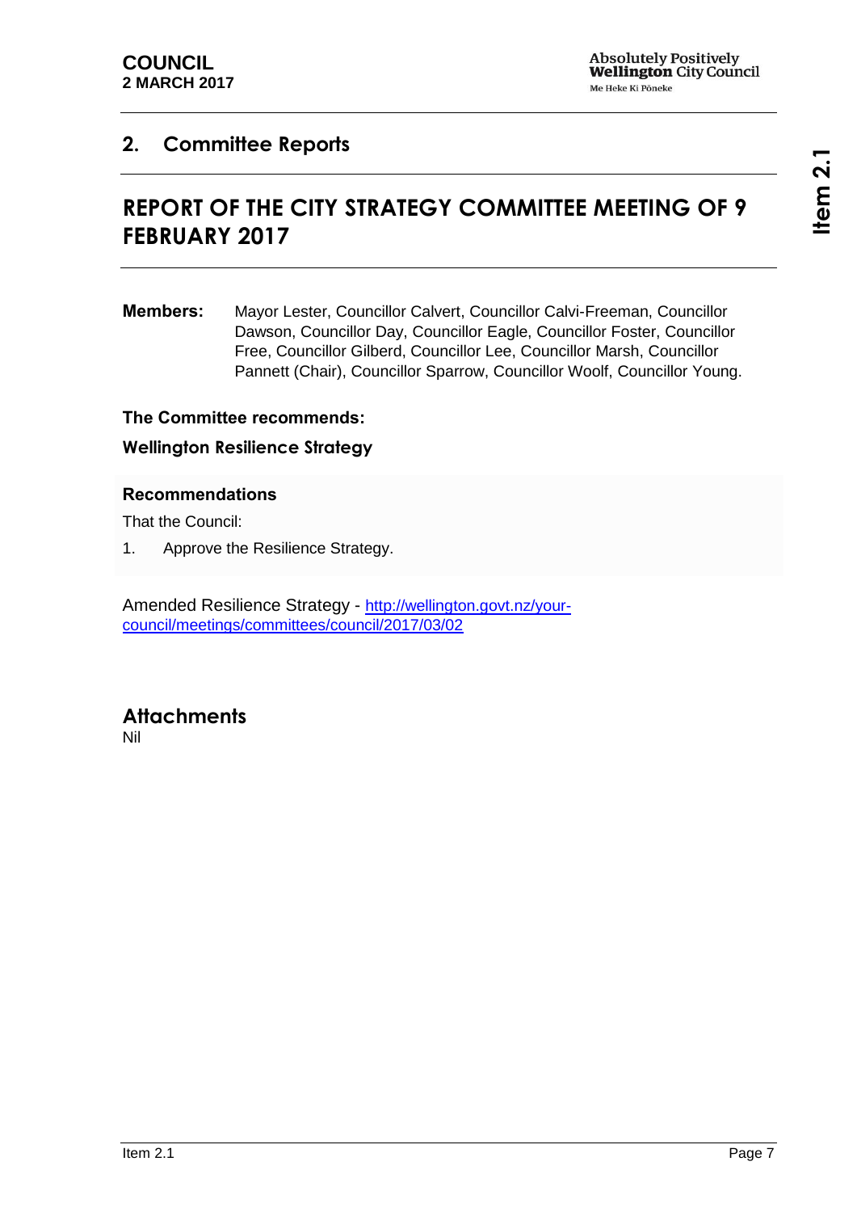## 2. Committee Reports

# REPORT OF THE CITY STRATEGY COMMITTEE MEETING OF 9 FEBRUARY 2017

**Members:** Mayor Lester, Councillor Calvert, Councillor Calvi-Freeman, Councillor Dawson, Councillor Day, Councillor Eagle, Councillor Foster, Councillor Free, Councillor Gilberd, Councillor Lee, Councillor Marsh, Councillor Pannett (Chair), Councillor Sparrow, Councillor Woolf, Councillor Young.

**The Committee recommends:**

**Wellington Resilience Strategy**

### Recommendations

That the Council:

1. Approve the Resilience Strategy.

Amended Resilience Strategy - http://wellington.govt.nz/your-council/meetings/committees/council/2017/03/02

## Attachments

Nil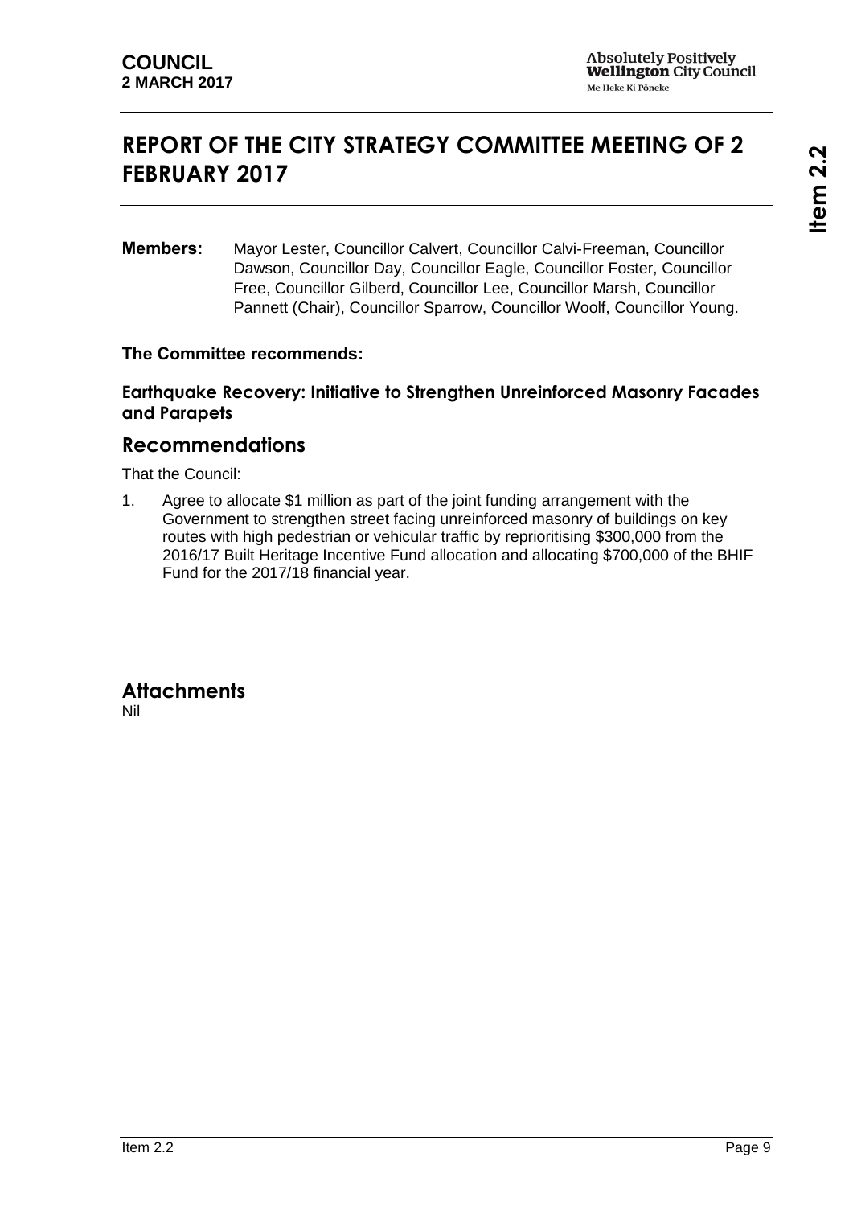# REPORT OF THE CITY STRATEGY COMMITTEE MEETING OF 2 FEBRUARY 2017

**Members:** Mayor Lester, Councillor Calvert, Councillor Calvi-Freeman, Councillor Dawson, Councillor Day, Councillor Eagle, Councillor Foster, Councillor Free, Councillor Gilberd, Councillor Lee, Councillor Marsh, Councillor Pannett (Chair), Councillor Sparrow, Councillor Woolf, Councillor Young.

**The Committee recommends:**

### Earthquake Recovery: Initiative to Strengthen Unreinforced Masonry Facades and Parapets

## Recommendations

That the Council:

1. Agree to allocate $1 million as part of the joint funding arrangement with the Government to strengthen street facing unreinforced masonry of buildings on key routes with high pedestrian or vehicular traffic by reprioritising $300,000 from the 2016/17 Built Heritage Incentive Fund allocation and allocating $700,000 of the BHIF Fund for the 2017/18 financial year.

## Attachments

Nil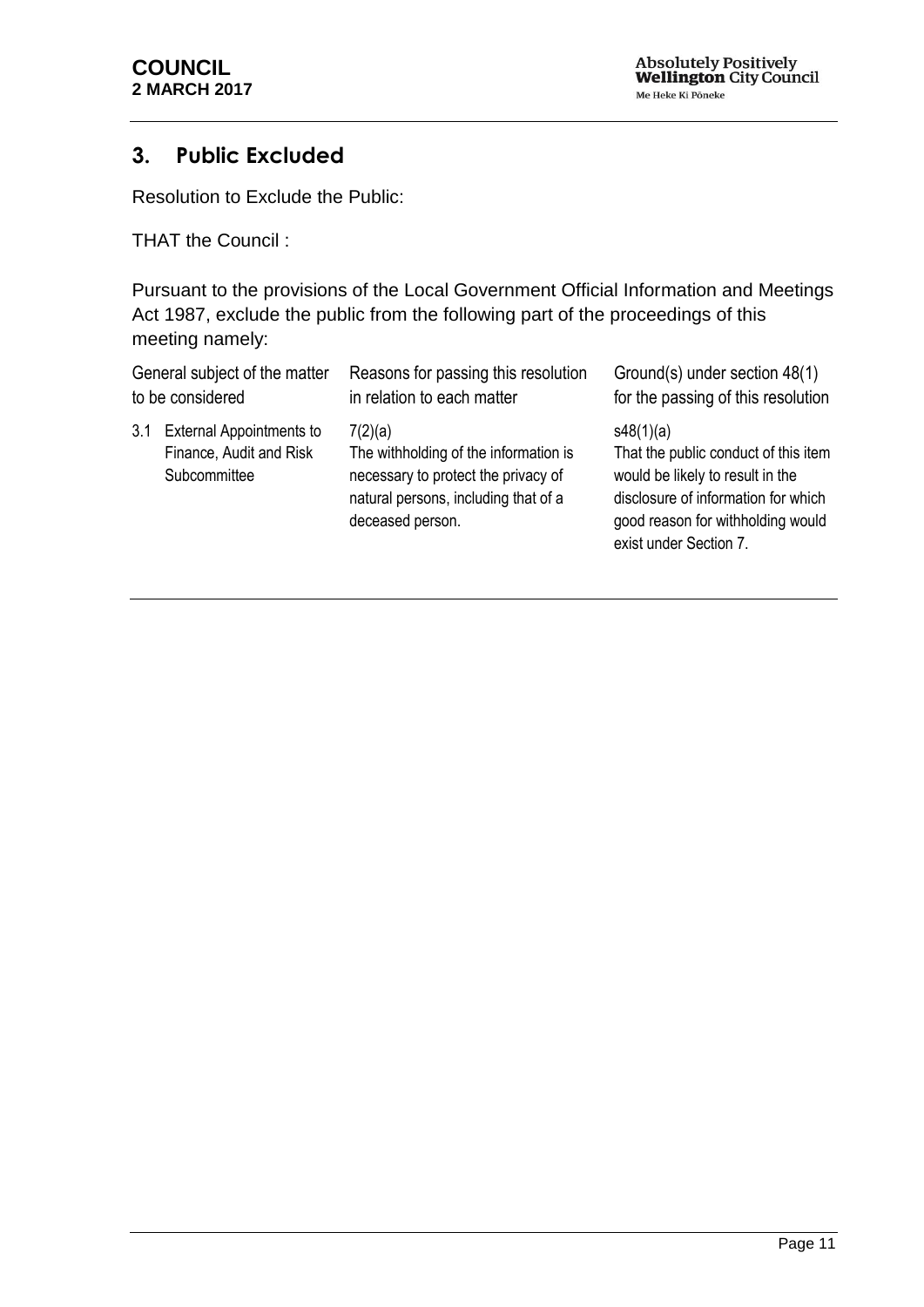## 3. Public Excluded

Resolution to Exclude the Public:

THAT the Council :

Pursuant to the provisions of the Local Government Official Information and Meetings Act 1987, exclude the public from the following part of the proceedings of this meeting namely:

| General subject of the matter to be considered | Reasons for passing this resolution in relation to each matter | Ground(s) under section 48(1) for the passing of this resolution |
|---|---|---|
| 3.1 External Appointments to Finance, Audit and Risk Subcommittee | 7(2)(a)<br>The withholding of the information is necessary to protect the privacy of natural persons, including that of a deceased person. | s48(1)(a)<br>That the public conduct of this item would be likely to result in the disclosure of information for which good reason for withholding would exist under Section 7. |